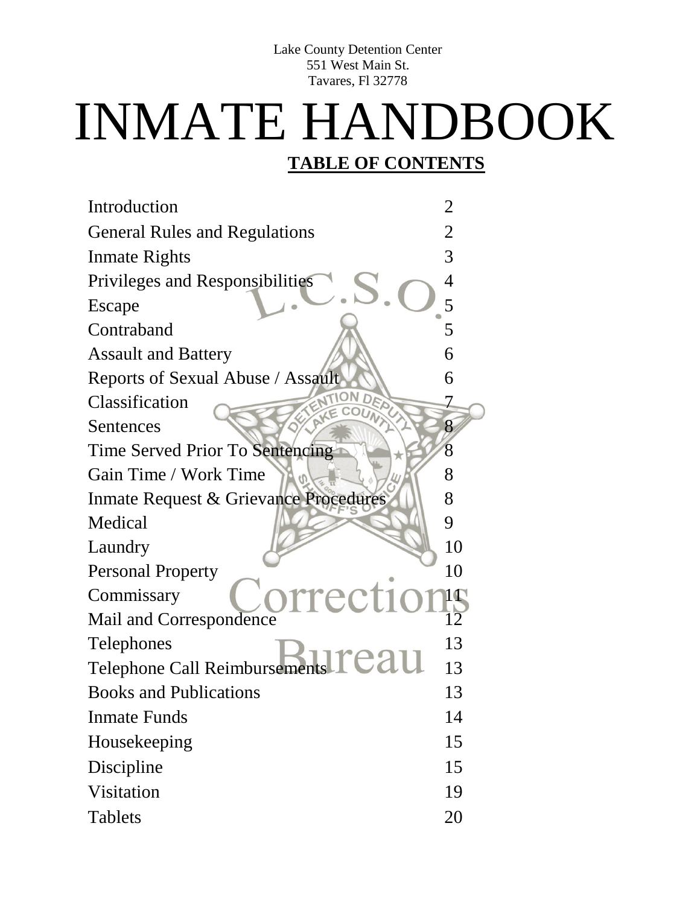Lake County Detention Center
551 West Main St.
Tavares, Fl 32778

# INMATE HANDBOOK

## TABLE OF CONTENTS

| | |
|---|---|
| Introduction | 2 |
| General Rules and Regulations | 2 |
| Inmate Rights | 3 |
| Privileges and Responsibilities | 4 |
| Escape | 5 |
| Contraband | 5 |
| Assault and Battery | 6 |
| Reports of Sexual Abuse / Assault | 6 |
| Classification | 7 |
| Sentences | 8 |
| Time Served Prior To Sentencing | 8 |
| Gain Time / Work Time | 8 |
| Inmate Request & Grievance Procedures | 8 |
| Medical | 9 |
| Laundry | 10 |
| Personal Property | 10 |
| Commissary | 11 |
| Mail and Correspondence | 12 |
| Telephones | 13 |
| Telephone Call Reimbursements | 13 |
| Books and Publications | 13 |
| Inmate Funds | 14 |
| Housekeeping | 15 |
| Discipline | 15 |
| Visitation | 19 |
| Tablets | 20 |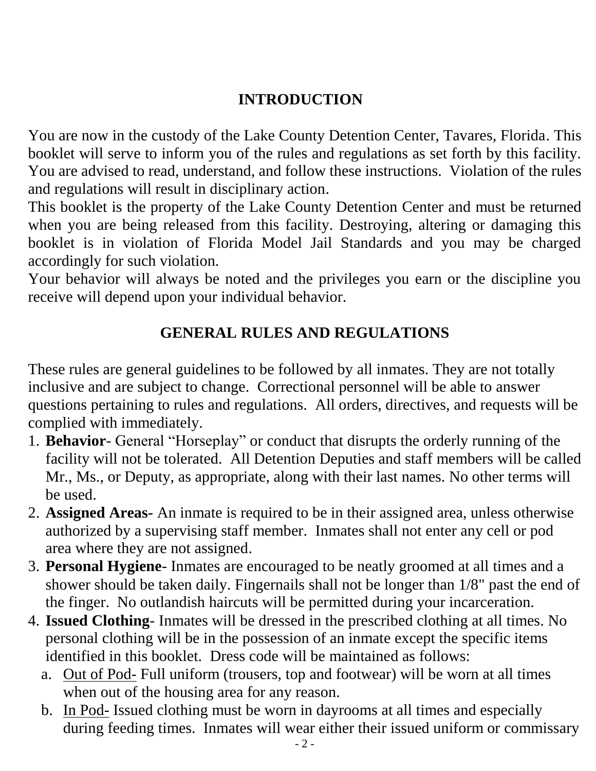## INTRODUCTION

You are now in the custody of the Lake County Detention Center, Tavares, Florida. This booklet will serve to inform you of the rules and regulations as set forth by this facility. You are advised to read, understand, and follow these instructions. Violation of the rules and regulations will result in disciplinary action.

This booklet is the property of the Lake County Detention Center and must be returned when you are being released from this facility. Destroying, altering or damaging this booklet is in violation of Florida Model Jail Standards and you may be charged accordingly for such violation.

Your behavior will always be noted and the privileges you earn or the discipline you receive will depend upon your individual behavior.

## GENERAL RULES AND REGULATIONS

These rules are general guidelines to be followed by all inmates. They are not totally inclusive and are subject to change. Correctional personnel will be able to answer questions pertaining to rules and regulations. All orders, directives, and requests will be complied with immediately.

1. **Behavior**- General "Horseplay" or conduct that disrupts the orderly running of the facility will not be tolerated. All Detention Deputies and staff members will be called Mr., Ms., or Deputy, as appropriate, along with their last names. No other terms will be used.
2. **Assigned Areas-** An inmate is required to be in their assigned area, unless otherwise authorized by a supervising staff member. Inmates shall not enter any cell or pod area where they are not assigned.
3. **Personal Hygiene**- Inmates are encouraged to be neatly groomed at all times and a shower should be taken daily. Fingernails shall not be longer than 1/8" past the end of the finger. No outlandish haircuts will be permitted during your incarceration.
4. **Issued Clothing**- Inmates will be dressed in the prescribed clothing at all times. No personal clothing will be in the possession of an inmate except the specific items identified in this booklet. Dress code will be maintained as follows:
   a. <u>Out of Pod-</u> Full uniform (trousers, top and footwear) will be worn at all times when out of the housing area for any reason.
   b. <u>In Pod-</u> Issued clothing must be worn in dayrooms at all times and especially during feeding times. Inmates will wear either their issued uniform or commissary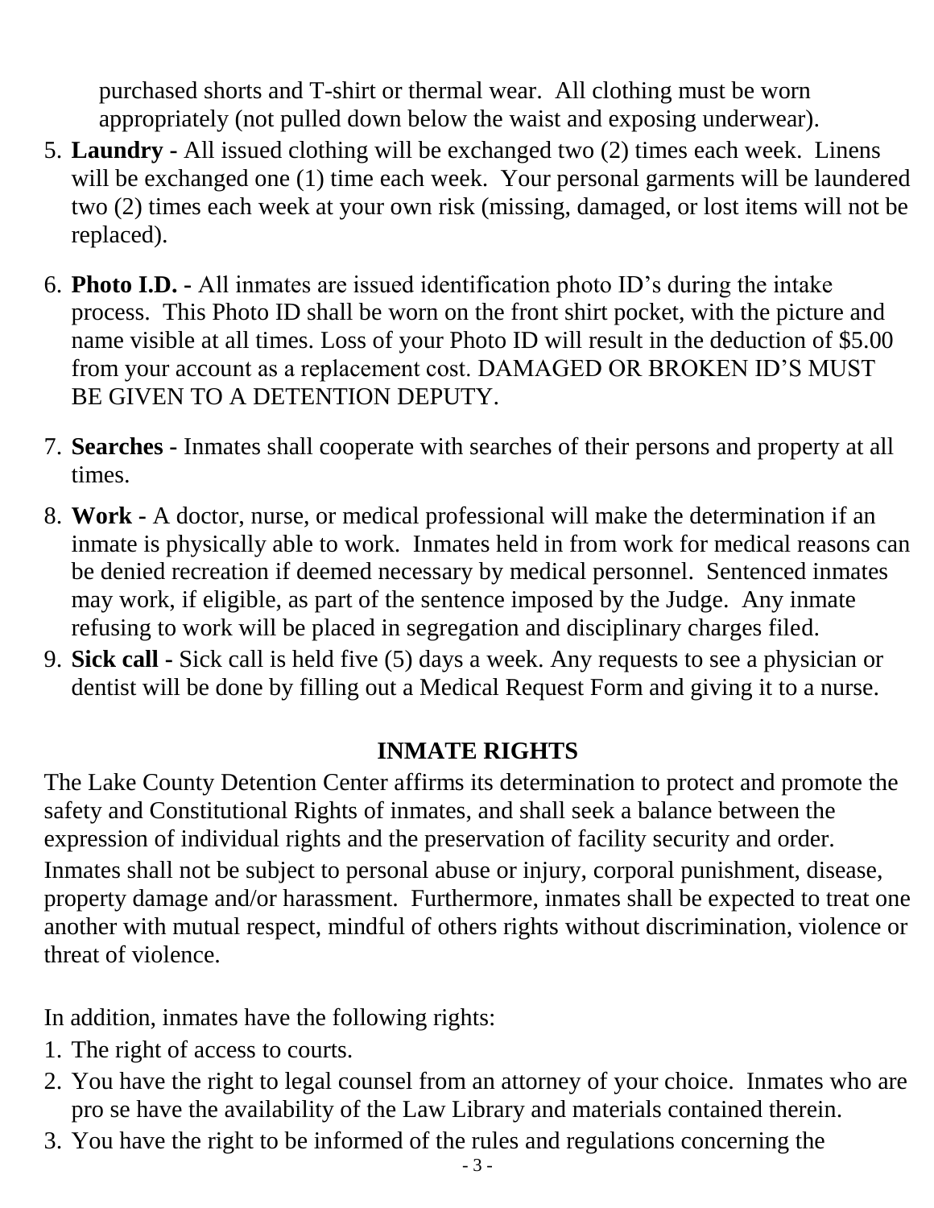purchased shorts and T-shirt or thermal wear. All clothing must be worn appropriately (not pulled down below the waist and exposing underwear).

5. **Laundry -** All issued clothing will be exchanged two (2) times each week. Linens will be exchanged one (1) time each week. Your personal garments will be laundered two (2) times each week at your own risk (missing, damaged, or lost items will not be replaced).
6. **Photo I.D. -** All inmates are issued identification photo ID's during the intake process. This Photo ID shall be worn on the front shirt pocket, with the picture and name visible at all times. Loss of your Photo ID will result in the deduction of $5.00 from your account as a replacement cost. DAMAGED OR BROKEN ID'S MUST BE GIVEN TO A DETENTION DEPUTY.
7. **Searches -** Inmates shall cooperate with searches of their persons and property at all times.
8. **Work -** A doctor, nurse, or medical professional will make the determination if an inmate is physically able to work. Inmates held in from work for medical reasons can be denied recreation if deemed necessary by medical personnel. Sentenced inmates may work, if eligible, as part of the sentence imposed by the Judge. Any inmate refusing to work will be placed in segregation and disciplinary charges filed.
9. **Sick call -** Sick call is held five (5) days a week. Any requests to see a physician or dentist will be done by filling out a Medical Request Form and giving it to a nurse.

## INMATE RIGHTS

The Lake County Detention Center affirms its determination to protect and promote the safety and Constitutional Rights of inmates, and shall seek a balance between the expression of individual rights and the preservation of facility security and order. Inmates shall not be subject to personal abuse or injury, corporal punishment, disease, property damage and/or harassment. Furthermore, inmates shall be expected to treat one another with mutual respect, mindful of others rights without discrimination, violence or threat of violence.

In addition, inmates have the following rights:

1. The right of access to courts.
2. You have the right to legal counsel from an attorney of your choice. Inmates who are pro se have the availability of the Law Library and materials contained therein.
3. You have the right to be informed of the rules and regulations concerning the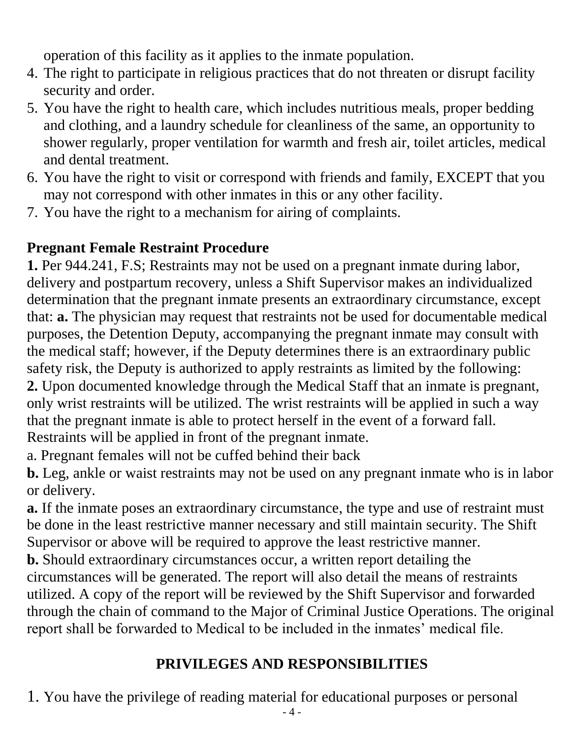operation of this facility as it applies to the inmate population.

4. The right to participate in religious practices that do not threaten or disrupt facility security and order.
5. You have the right to health care, which includes nutritious meals, proper bedding and clothing, and a laundry schedule for cleanliness of the same, an opportunity to shower regularly, proper ventilation for warmth and fresh air, toilet articles, medical and dental treatment.
6. You have the right to visit or correspond with friends and family, EXCEPT that you may not correspond with other inmates in this or any other facility.
7. You have the right to a mechanism for airing of complaints.

**Pregnant Female Restraint Procedure**

**1.** Per 944.241, F.S; Restraints may not be used on a pregnant inmate during labor, delivery and postpartum recovery, unless a Shift Supervisor makes an individualized determination that the pregnant inmate presents an extraordinary circumstance, except that: **a.** The physician may request that restraints not be used for documentable medical purposes, the Detention Deputy, accompanying the pregnant inmate may consult with the medical staff; however, if the Deputy determines there is an extraordinary public safety risk, the Deputy is authorized to apply restraints as limited by the following:

**2.** Upon documented knowledge through the Medical Staff that an inmate is pregnant, only wrist restraints will be utilized. The wrist restraints will be applied in such a way that the pregnant inmate is able to protect herself in the event of a forward fall. Restraints will be applied in front of the pregnant inmate.

a. Pregnant females will not be cuffed behind their back

**b.** Leg, ankle or waist restraints may not be used on any pregnant inmate who is in labor or delivery.

**a.** If the inmate poses an extraordinary circumstance, the type and use of restraint must be done in the least restrictive manner necessary and still maintain security. The Shift Supervisor or above will be required to approve the least restrictive manner.

**b.** Should extraordinary circumstances occur, a written report detailing the circumstances will be generated. The report will also detail the means of restraints utilized. A copy of the report will be reviewed by the Shift Supervisor and forwarded through the chain of command to the Major of Criminal Justice Operations. The original report shall be forwarded to Medical to be included in the inmates' medical file.

## PRIVILEGES AND RESPONSIBILITIES

1. You have the privilege of reading material for educational purposes or personal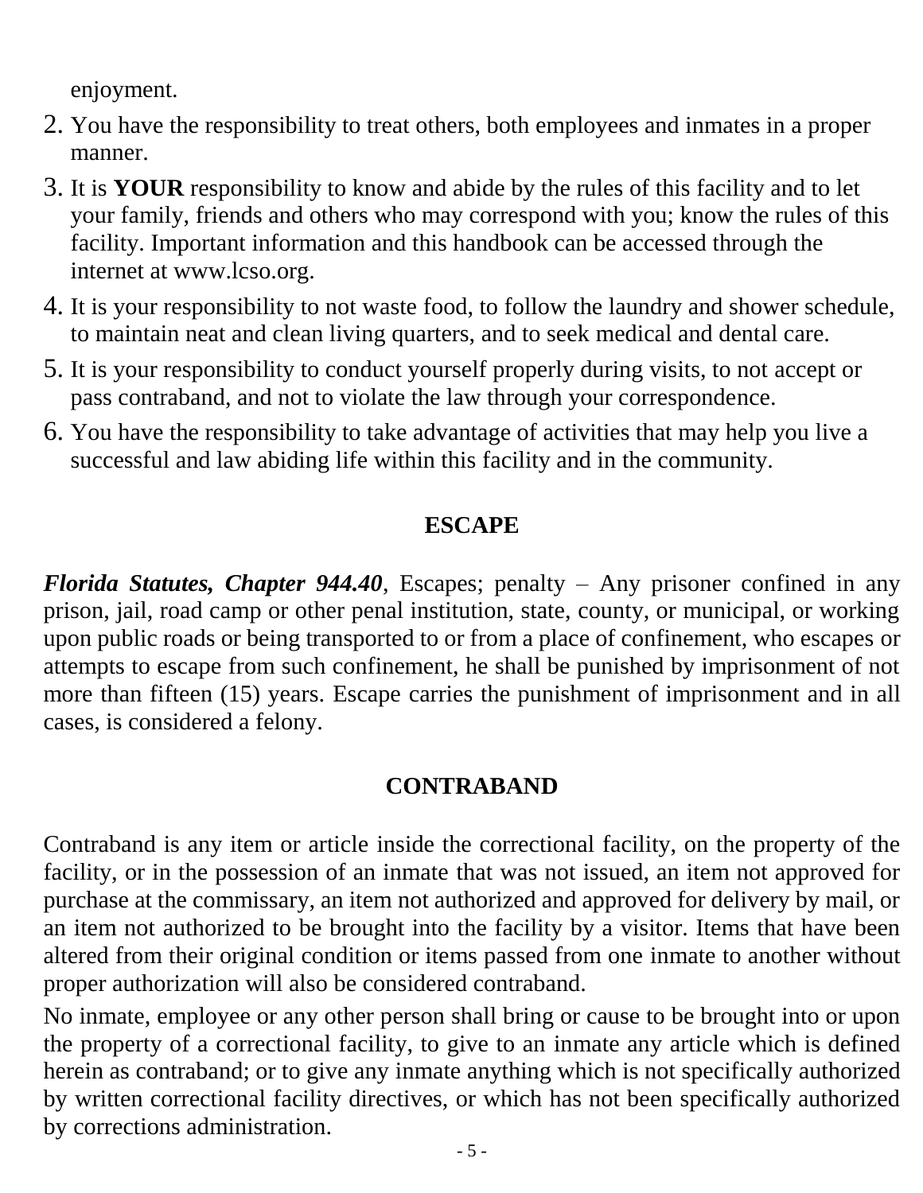enjoyment.

2. You have the responsibility to treat others, both employees and inmates in a proper manner.
3. It is **YOUR** responsibility to know and abide by the rules of this facility and to let your family, friends and others who may correspond with you; know the rules of this facility. Important information and this handbook can be accessed through the internet at www.lcso.org.
4. It is your responsibility to not waste food, to follow the laundry and shower schedule, to maintain neat and clean living quarters, and to seek medical and dental care.
5. It is your responsibility to conduct yourself properly during visits, to not accept or pass contraband, and not to violate the law through your correspondence.
6. You have the responsibility to take advantage of activities that may help you live a successful and law abiding life within this facility and in the community.

## ESCAPE

***Florida Statutes, Chapter 944.40***, Escapes; penalty – Any prisoner confined in any prison, jail, road camp or other penal institution, state, county, or municipal, or working upon public roads or being transported to or from a place of confinement, who escapes or attempts to escape from such confinement, he shall be punished by imprisonment of not more than fifteen (15) years. Escape carries the punishment of imprisonment and in all cases, is considered a felony.

## CONTRABAND

Contraband is any item or article inside the correctional facility, on the property of the facility, or in the possession of an inmate that was not issued, an item not approved for purchase at the commissary, an item not authorized and approved for delivery by mail, or an item not authorized to be brought into the facility by a visitor. Items that have been altered from their original condition or items passed from one inmate to another without proper authorization will also be considered contraband.

No inmate, employee or any other person shall bring or cause to be brought into or upon the property of a correctional facility, to give to an inmate any article which is defined herein as contraband; or to give any inmate anything which is not specifically authorized by written correctional facility directives, or which has not been specifically authorized by corrections administration.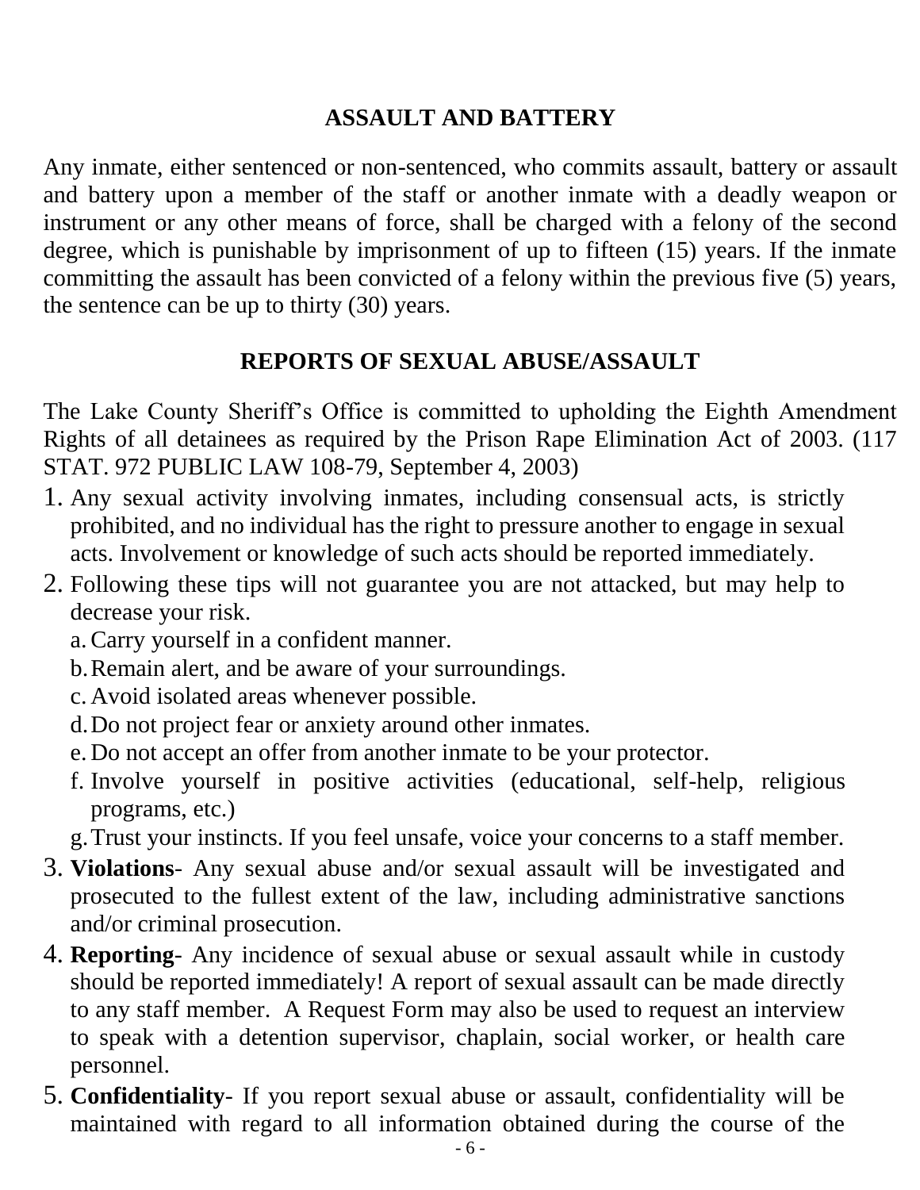## ASSAULT AND BATTERY

Any inmate, either sentenced or non-sentenced, who commits assault, battery or assault and battery upon a member of the staff or another inmate with a deadly weapon or instrument or any other means of force, shall be charged with a felony of the second degree, which is punishable by imprisonment of up to fifteen (15) years. If the inmate committing the assault has been convicted of a felony within the previous five (5) years, the sentence can be up to thirty (30) years.

## REPORTS OF SEXUAL ABUSE/ASSAULT

The Lake County Sheriff's Office is committed to upholding the Eighth Amendment Rights of all detainees as required by the Prison Rape Elimination Act of 2003. (117 STAT. 972 PUBLIC LAW 108-79, September 4, 2003)

1. Any sexual activity involving inmates, including consensual acts, is strictly prohibited, and no individual has the right to pressure another to engage in sexual acts. Involvement or knowledge of such acts should be reported immediately.
2. Following these tips will not guarantee you are not attacked, but may help to decrease your risk.
   a. Carry yourself in a confident manner.
   b. Remain alert, and be aware of your surroundings.
   c. Avoid isolated areas whenever possible.
   d. Do not project fear or anxiety around other inmates.
   e. Do not accept an offer from another inmate to be your protector.
   f. Involve yourself in positive activities (educational, self-help, religious programs, etc.)
   g. Trust your instincts. If you feel unsafe, voice your concerns to a staff member.
3. **Violations**- Any sexual abuse and/or sexual assault will be investigated and prosecuted to the fullest extent of the law, including administrative sanctions and/or criminal prosecution.
4. **Reporting**- Any incidence of sexual abuse or sexual assault while in custody should be reported immediately! A report of sexual assault can be made directly to any staff member. A Request Form may also be used to request an interview to speak with a detention supervisor, chaplain, social worker, or health care personnel.
5. **Confidentiality**- If you report sexual abuse or assault, confidentiality will be maintained with regard to all information obtained during the course of the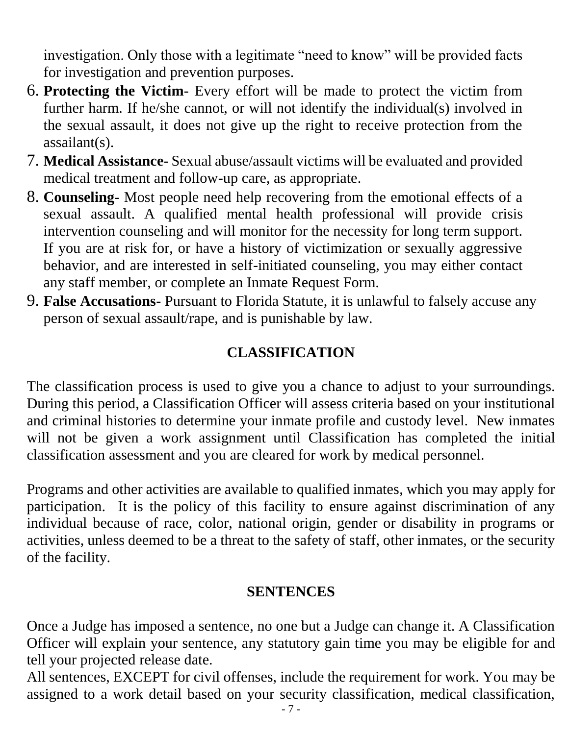investigation. Only those with a legitimate "need to know" will be provided facts for investigation and prevention purposes.

6. **Protecting the Victim**- Every effort will be made to protect the victim from further harm. If he/she cannot, or will not identify the individual(s) involved in the sexual assault, it does not give up the right to receive protection from the assailant(s).
7. **Medical Assistance**- Sexual abuse/assault victims will be evaluated and provided medical treatment and follow-up care, as appropriate.
8. **Counseling**- Most people need help recovering from the emotional effects of a sexual assault. A qualified mental health professional will provide crisis intervention counseling and will monitor for the necessity for long term support. If you are at risk for, or have a history of victimization or sexually aggressive behavior, and are interested in self-initiated counseling, you may either contact any staff member, or complete an Inmate Request Form.
9. **False Accusations**- Pursuant to Florida Statute, it is unlawful to falsely accuse any person of sexual assault/rape, and is punishable by law.

## CLASSIFICATION

The classification process is used to give you a chance to adjust to your surroundings. During this period, a Classification Officer will assess criteria based on your institutional and criminal histories to determine your inmate profile and custody level. New inmates will not be given a work assignment until Classification has completed the initial classification assessment and you are cleared for work by medical personnel.

Programs and other activities are available to qualified inmates, which you may apply for participation. It is the policy of this facility to ensure against discrimination of any individual because of race, color, national origin, gender or disability in programs or activities, unless deemed to be a threat to the safety of staff, other inmates, or the security of the facility.

## SENTENCES

Once a Judge has imposed a sentence, no one but a Judge can change it. A Classification Officer will explain your sentence, any statutory gain time you may be eligible for and tell your projected release date.

All sentences, EXCEPT for civil offenses, include the requirement for work. You may be assigned to a work detail based on your security classification, medical classification,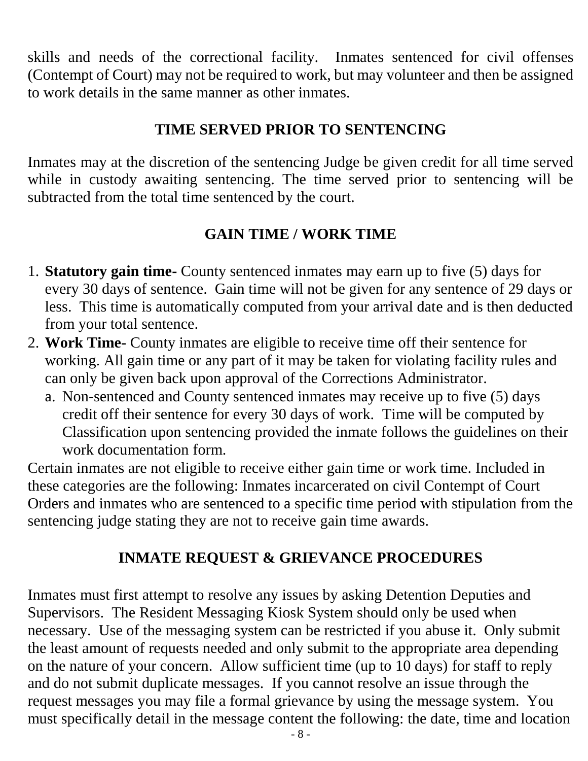skills and needs of the correctional facility. Inmates sentenced for civil offenses (Contempt of Court) may not be required to work, but may volunteer and then be assigned to work details in the same manner as other inmates.

## TIME SERVED PRIOR TO SENTENCING

Inmates may at the discretion of the sentencing Judge be given credit for all time served while in custody awaiting sentencing. The time served prior to sentencing will be subtracted from the total time sentenced by the court.

## GAIN TIME / WORK TIME

1. **Statutory gain time-** County sentenced inmates may earn up to five (5) days for every 30 days of sentence. Gain time will not be given for any sentence of 29 days or less. This time is automatically computed from your arrival date and is then deducted from your total sentence.
2. **Work Time-** County inmates are eligible to receive time off their sentence for working. All gain time or any part of it may be taken for violating facility rules and can only be given back upon approval of the Corrections Administrator.
   a. Non-sentenced and County sentenced inmates may receive up to five (5) days credit off their sentence for every 30 days of work. Time will be computed by Classification upon sentencing provided the inmate follows the guidelines on their work documentation form.

Certain inmates are not eligible to receive either gain time or work time. Included in these categories are the following: Inmates incarcerated on civil Contempt of Court Orders and inmates who are sentenced to a specific time period with stipulation from the sentencing judge stating they are not to receive gain time awards.

## INMATE REQUEST & GRIEVANCE PROCEDURES

Inmates must first attempt to resolve any issues by asking Detention Deputies and Supervisors. The Resident Messaging Kiosk System should only be used when necessary. Use of the messaging system can be restricted if you abuse it. Only submit the least amount of requests needed and only submit to the appropriate area depending on the nature of your concern. Allow sufficient time (up to 10 days) for staff to reply and do not submit duplicate messages. If you cannot resolve an issue through the request messages you may file a formal grievance by using the message system. You must specifically detail in the message content the following: the date, time and location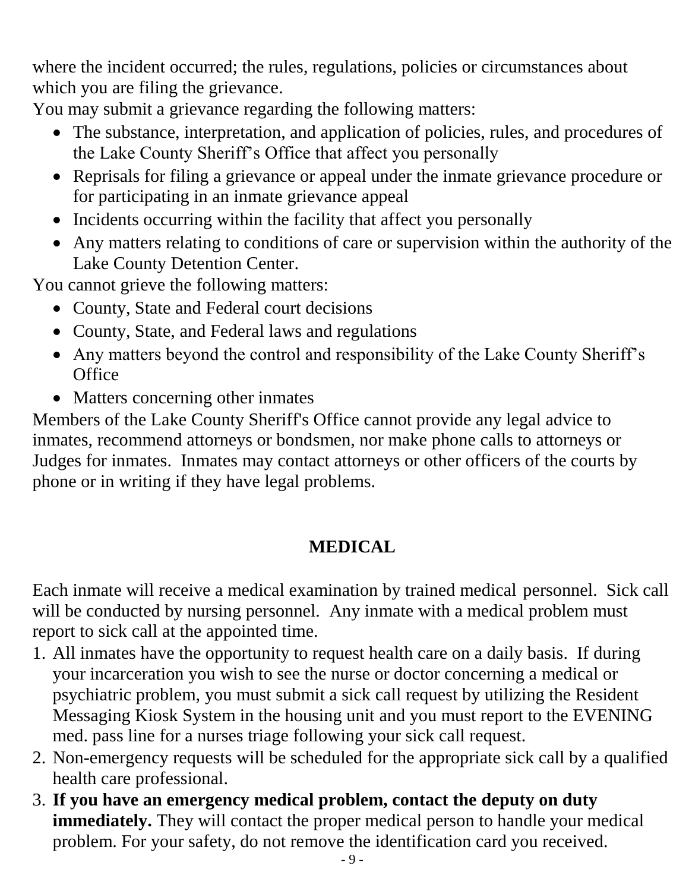where the incident occurred; the rules, regulations, policies or circumstances about which you are filing the grievance.

You may submit a grievance regarding the following matters:

- The substance, interpretation, and application of policies, rules, and procedures of the Lake County Sheriff's Office that affect you personally
- Reprisals for filing a grievance or appeal under the inmate grievance procedure or for participating in an inmate grievance appeal
- Incidents occurring within the facility that affect you personally
- Any matters relating to conditions of care or supervision within the authority of the Lake County Detention Center.

You cannot grieve the following matters:

- County, State and Federal court decisions
- County, State, and Federal laws and regulations
- Any matters beyond the control and responsibility of the Lake County Sheriff's Office
- Matters concerning other inmates

Members of the Lake County Sheriff's Office cannot provide any legal advice to inmates, recommend attorneys or bondsmen, nor make phone calls to attorneys or Judges for inmates. Inmates may contact attorneys or other officers of the courts by phone or in writing if they have legal problems.

## MEDICAL

Each inmate will receive a medical examination by trained medical personnel. Sick call will be conducted by nursing personnel. Any inmate with a medical problem must report to sick call at the appointed time.

1. All inmates have the opportunity to request health care on a daily basis. If during your incarceration you wish to see the nurse or doctor concerning a medical or psychiatric problem, you must submit a sick call request by utilizing the Resident Messaging Kiosk System in the housing unit and you must report to the EVENING med. pass line for a nurses triage following your sick call request.
2. Non-emergency requests will be scheduled for the appropriate sick call by a qualified health care professional.
3. **If you have an emergency medical problem, contact the deputy on duty immediately.** They will contact the proper medical person to handle your medical problem. For your safety, do not remove the identification card you received.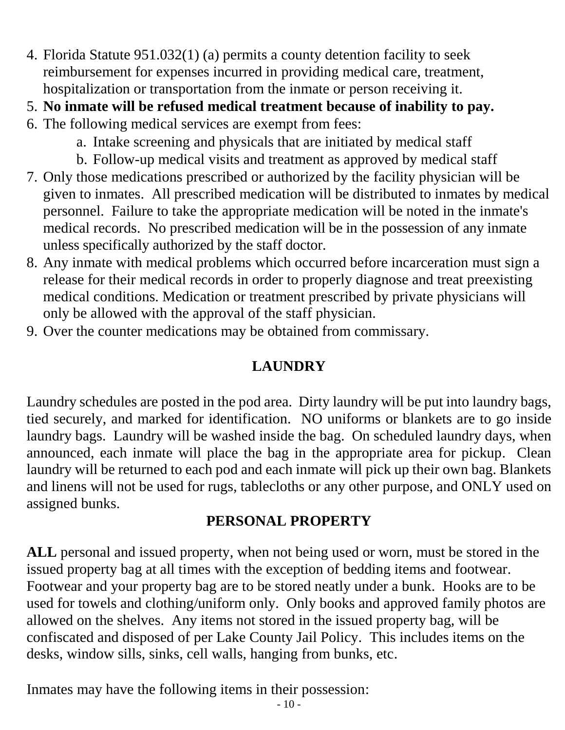4. Florida Statute 951.032(1) (a) permits a county detention facility to seek reimbursement for expenses incurred in providing medical care, treatment, hospitalization or transportation from the inmate or person receiving it.
5. **No inmate will be refused medical treatment because of inability to pay.**
6. The following medical services are exempt from fees:
   a. Intake screening and physicals that are initiated by medical staff
   b. Follow-up medical visits and treatment as approved by medical staff
7. Only those medications prescribed or authorized by the facility physician will be given to inmates. All prescribed medication will be distributed to inmates by medical personnel. Failure to take the appropriate medication will be noted in the inmate's medical records. No prescribed medication will be in the possession of any inmate unless specifically authorized by the staff doctor.
8. Any inmate with medical problems which occurred before incarceration must sign a release for their medical records in order to properly diagnose and treat preexisting medical conditions. Medication or treatment prescribed by private physicians will only be allowed with the approval of the staff physician.
9. Over the counter medications may be obtained from commissary.

## LAUNDRY

Laundry schedules are posted in the pod area. Dirty laundry will be put into laundry bags, tied securely, and marked for identification. NO uniforms or blankets are to go inside laundry bags. Laundry will be washed inside the bag. On scheduled laundry days, when announced, each inmate will place the bag in the appropriate area for pickup. Clean laundry will be returned to each pod and each inmate will pick up their own bag. Blankets and linens will not be used for rugs, tablecloths or any other purpose, and ONLY used on assigned bunks.

## PERSONAL PROPERTY

**ALL** personal and issued property, when not being used or worn, must be stored in the issued property bag at all times with the exception of bedding items and footwear. Footwear and your property bag are to be stored neatly under a bunk. Hooks are to be used for towels and clothing/uniform only. Only books and approved family photos are allowed on the shelves. Any items not stored in the issued property bag, will be confiscated and disposed of per Lake County Jail Policy. This includes items on the desks, window sills, sinks, cell walls, hanging from bunks, etc.

Inmates may have the following items in their possession: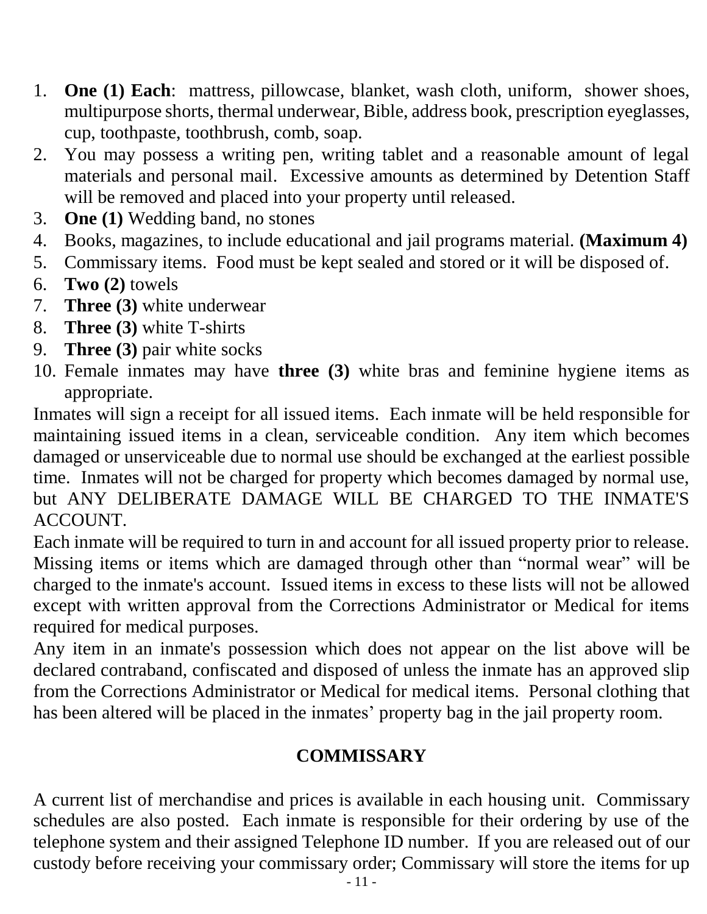1. **One (1) Each**: mattress, pillowcase, blanket, wash cloth, uniform, shower shoes, multipurpose shorts, thermal underwear, Bible, address book, prescription eyeglasses, cup, toothpaste, toothbrush, comb, soap.
2. You may possess a writing pen, writing tablet and a reasonable amount of legal materials and personal mail. Excessive amounts as determined by Detention Staff will be removed and placed into your property until released.
3. **One (1)** Wedding band, no stones
4. Books, magazines, to include educational and jail programs material. **(Maximum 4)**
5. Commissary items. Food must be kept sealed and stored or it will be disposed of.
6. **Two (2)** towels
7. **Three (3)** white underwear
8. **Three (3)** white T-shirts
9. **Three (3)** pair white socks
10. Female inmates may have **three (3)** white bras and feminine hygiene items as appropriate.

Inmates will sign a receipt for all issued items. Each inmate will be held responsible for maintaining issued items in a clean, serviceable condition. Any item which becomes damaged or unserviceable due to normal use should be exchanged at the earliest possible time. Inmates will not be charged for property which becomes damaged by normal use, but ANY DELIBERATE DAMAGE WILL BE CHARGED TO THE INMATE'S ACCOUNT.

Each inmate will be required to turn in and account for all issued property prior to release. Missing items or items which are damaged through other than "normal wear" will be charged to the inmate's account. Issued items in excess to these lists will not be allowed except with written approval from the Corrections Administrator or Medical for items required for medical purposes.

Any item in an inmate's possession which does not appear on the list above will be declared contraband, confiscated and disposed of unless the inmate has an approved slip from the Corrections Administrator or Medical for medical items. Personal clothing that has been altered will be placed in the inmates' property bag in the jail property room.

## COMMISSARY

A current list of merchandise and prices is available in each housing unit. Commissary schedules are also posted. Each inmate is responsible for their ordering by use of the telephone system and their assigned Telephone ID number. If you are released out of our custody before receiving your commissary order; Commissary will store the items for up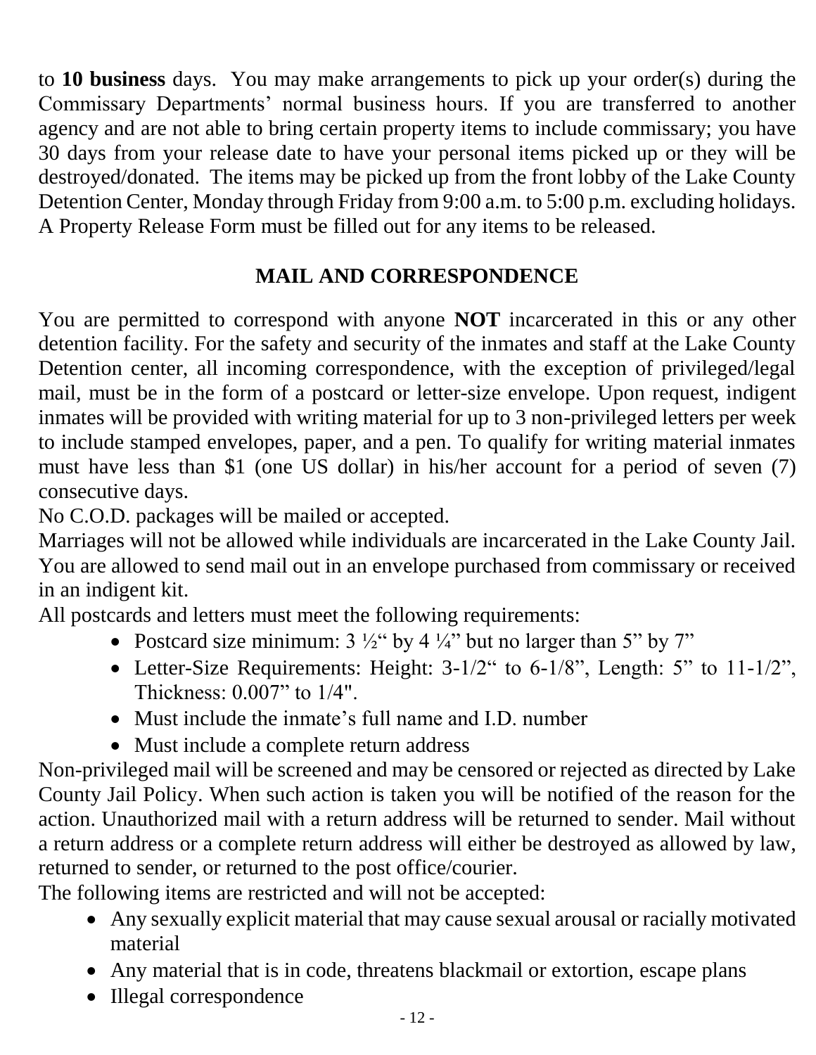to **10 business** days. You may make arrangements to pick up your order(s) during the Commissary Departments' normal business hours. If you are transferred to another agency and are not able to bring certain property items to include commissary; you have 30 days from your release date to have your personal items picked up or they will be destroyed/donated. The items may be picked up from the front lobby of the Lake County Detention Center, Monday through Friday from 9:00 a.m. to 5:00 p.m. excluding holidays. A Property Release Form must be filled out for any items to be released.

## MAIL AND CORRESPONDENCE

You are permitted to correspond with anyone **NOT** incarcerated in this or any other detention facility. For the safety and security of the inmates and staff at the Lake County Detention center, all incoming correspondence, with the exception of privileged/legal mail, must be in the form of a postcard or letter-size envelope. Upon request, indigent inmates will be provided with writing material for up to 3 non-privileged letters per week to include stamped envelopes, paper, and a pen. To qualify for writing material inmates must have less than $1 (one US dollar) in his/her account for a period of seven (7) consecutive days.

No C.O.D. packages will be mailed or accepted.

Marriages will not be allowed while individuals are incarcerated in the Lake County Jail.

You are allowed to send mail out in an envelope purchased from commissary or received in an indigent kit.

All postcards and letters must meet the following requirements:

- Postcard size minimum: 3 ½" by 4 ¼" but no larger than 5" by 7"
- Letter-Size Requirements: Height: 3-1/2" to 6-1/8", Length: 5" to 11-1/2", Thickness: 0.007" to 1/4".
- Must include the inmate's full name and I.D. number
- Must include a complete return address

Non-privileged mail will be screened and may be censored or rejected as directed by Lake County Jail Policy. When such action is taken you will be notified of the reason for the action. Unauthorized mail with a return address will be returned to sender. Mail without a return address or a complete return address will either be destroyed as allowed by law, returned to sender, or returned to the post office/courier.

The following items are restricted and will not be accepted:

- Any sexually explicit material that may cause sexual arousal or racially motivated material
- Any material that is in code, threatens blackmail or extortion, escape plans
- Illegal correspondence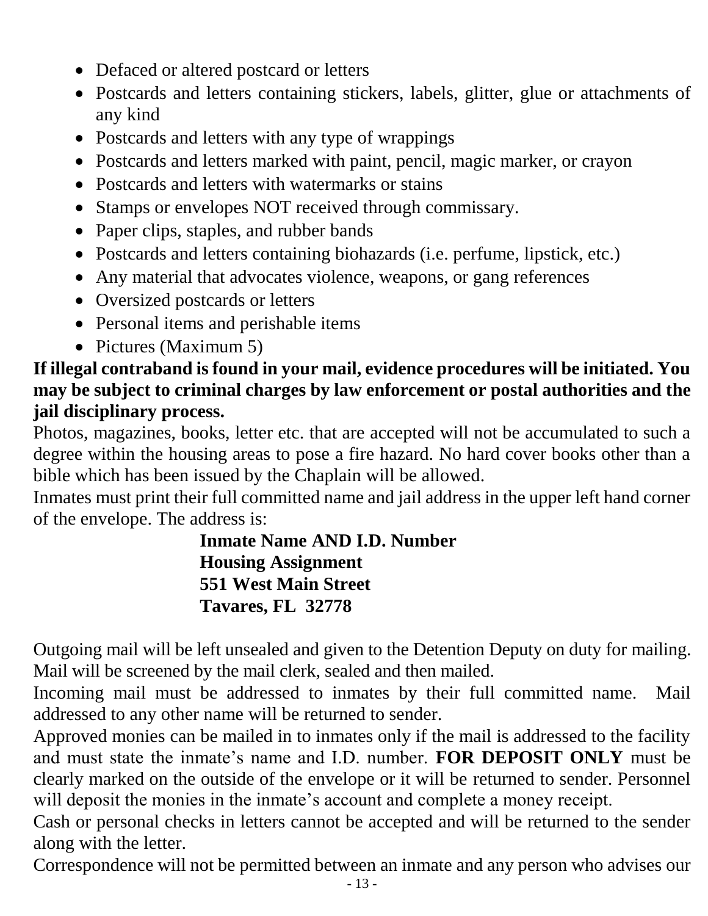- Defaced or altered postcard or letters
- Postcards and letters containing stickers, labels, glitter, glue or attachments of any kind
- Postcards and letters with any type of wrappings
- Postcards and letters marked with paint, pencil, magic marker, or crayon
- Postcards and letters with watermarks or stains
- Stamps or envelopes NOT received through commissary.
- Paper clips, staples, and rubber bands
- Postcards and letters containing biohazards (i.e. perfume, lipstick, etc.)
- Any material that advocates violence, weapons, or gang references
- Oversized postcards or letters
- Personal items and perishable items
- Pictures (Maximum 5)

**If illegal contraband is found in your mail, evidence procedures will be initiated. You may be subject to criminal charges by law enforcement or postal authorities and the jail disciplinary process.**

Photos, magazines, books, letter etc. that are accepted will not be accumulated to such a degree within the housing areas to pose a fire hazard. No hard cover books other than a bible which has been issued by the Chaplain will be allowed.

Inmates must print their full committed name and jail address in the upper left hand corner of the envelope. The address is:

**Inmate Name AND I.D. Number**
**Housing Assignment**
**551 West Main Street**
**Tavares, FL 32778**

Outgoing mail will be left unsealed and given to the Detention Deputy on duty for mailing. Mail will be screened by the mail clerk, sealed and then mailed.

Incoming mail must be addressed to inmates by their full committed name. Mail addressed to any other name will be returned to sender.

Approved monies can be mailed in to inmates only if the mail is addressed to the facility and must state the inmate's name and I.D. number. **FOR DEPOSIT ONLY** must be clearly marked on the outside of the envelope or it will be returned to sender. Personnel will deposit the monies in the inmate's account and complete a money receipt.

Cash or personal checks in letters cannot be accepted and will be returned to the sender along with the letter.

Correspondence will not be permitted between an inmate and any person who advises our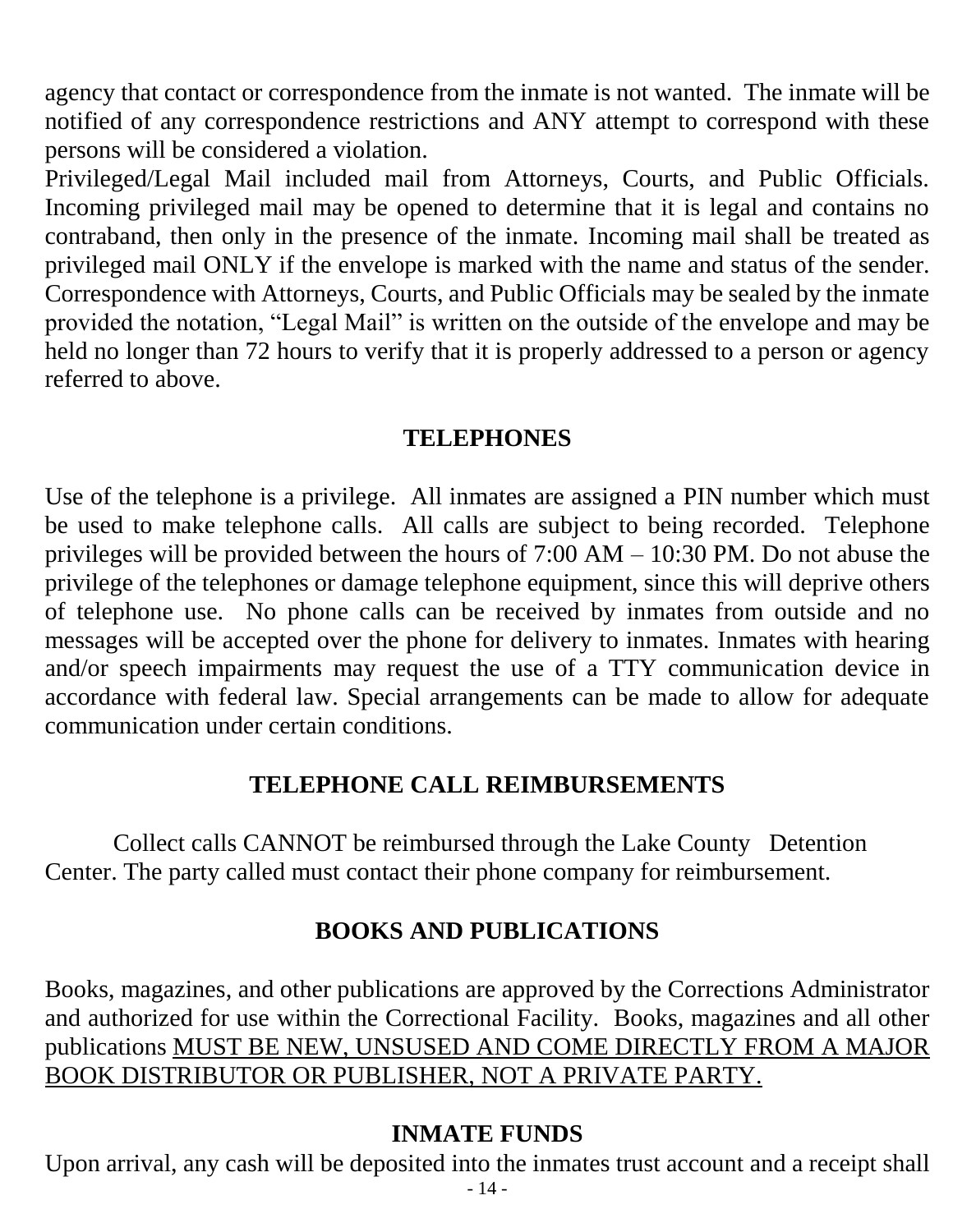agency that contact or correspondence from the inmate is not wanted. The inmate will be notified of any correspondence restrictions and ANY attempt to correspond with these persons will be considered a violation.

Privileged/Legal Mail included mail from Attorneys, Courts, and Public Officials. Incoming privileged mail may be opened to determine that it is legal and contains no contraband, then only in the presence of the inmate. Incoming mail shall be treated as privileged mail ONLY if the envelope is marked with the name and status of the sender. Correspondence with Attorneys, Courts, and Public Officials may be sealed by the inmate provided the notation, "Legal Mail" is written on the outside of the envelope and may be held no longer than 72 hours to verify that it is properly addressed to a person or agency referred to above.

## TELEPHONES

Use of the telephone is a privilege. All inmates are assigned a PIN number which must be used to make telephone calls. All calls are subject to being recorded. Telephone privileges will be provided between the hours of 7:00 AM – 10:30 PM. Do not abuse the privilege of the telephones or damage telephone equipment, since this will deprive others of telephone use. No phone calls can be received by inmates from outside and no messages will be accepted over the phone for delivery to inmates. Inmates with hearing and/or speech impairments may request the use of a TTY communication device in accordance with federal law. Special arrangements can be made to allow for adequate communication under certain conditions.

## TELEPHONE CALL REIMBURSEMENTS

Collect calls CANNOT be reimbursed through the Lake County Detention Center. The party called must contact their phone company for reimbursement.

## BOOKS AND PUBLICATIONS

Books, magazines, and other publications are approved by the Corrections Administrator and authorized for use within the Correctional Facility. Books, magazines and all other publications <u>MUST BE NEW, UNSUSED AND COME DIRECTLY FROM A MAJOR BOOK DISTRIBUTOR OR PUBLISHER, NOT A PRIVATE PARTY.</u>

## INMATE FUNDS

Upon arrival, any cash will be deposited into the inmates trust account and a receipt shall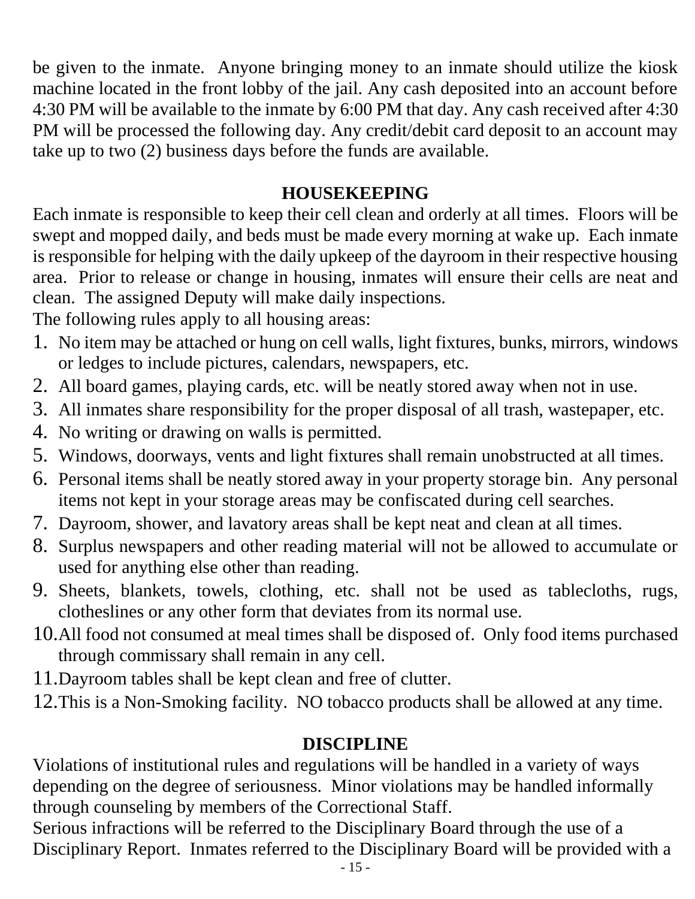be given to the inmate. Anyone bringing money to an inmate should utilize the kiosk machine located in the front lobby of the jail. Any cash deposited into an account before 4:30 PM will be available to the inmate by 6:00 PM that day. Any cash received after 4:30 PM will be processed the following day. Any credit/debit card deposit to an account may take up to two (2) business days before the funds are available.

## HOUSEKEEPING

Each inmate is responsible to keep their cell clean and orderly at all times. Floors will be swept and mopped daily, and beds must be made every morning at wake up. Each inmate is responsible for helping with the daily upkeep of the dayroom in their respective housing area. Prior to release or change in housing, inmates will ensure their cells are neat and clean. The assigned Deputy will make daily inspections.

The following rules apply to all housing areas:

1. No item may be attached or hung on cell walls, light fixtures, bunks, mirrors, windows or ledges to include pictures, calendars, newspapers, etc.
2. All board games, playing cards, etc. will be neatly stored away when not in use.
3. All inmates share responsibility for the proper disposal of all trash, wastepaper, etc.
4. No writing or drawing on walls is permitted.
5. Windows, doorways, vents and light fixtures shall remain unobstructed at all times.
6. Personal items shall be neatly stored away in your property storage bin. Any personal items not kept in your storage areas may be confiscated during cell searches.
7. Dayroom, shower, and lavatory areas shall be kept neat and clean at all times.
8. Surplus newspapers and other reading material will not be allowed to accumulate or used for anything else other than reading.
9. Sheets, blankets, towels, clothing, etc. shall not be used as tablecloths, rugs, clotheslines or any other form that deviates from its normal use.
10. All food not consumed at meal times shall be disposed of. Only food items purchased through commissary shall remain in any cell.
11. Dayroom tables shall be kept clean and free of clutter.
12. This is a Non-Smoking facility. NO tobacco products shall be allowed at any time.

## DISCIPLINE

Violations of institutional rules and regulations will be handled in a variety of ways depending on the degree of seriousness. Minor violations may be handled informally through counseling by members of the Correctional Staff.

Serious infractions will be referred to the Disciplinary Board through the use of a Disciplinary Report. Inmates referred to the Disciplinary Board will be provided with a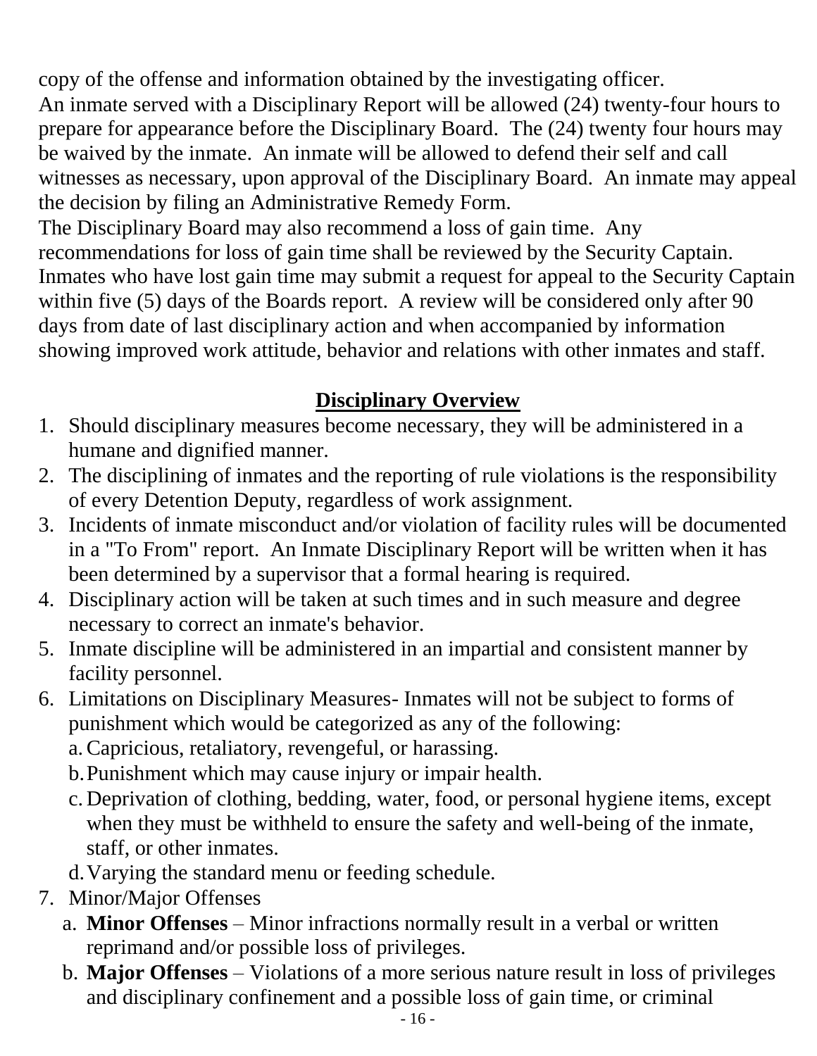copy of the offense and information obtained by the investigating officer.

An inmate served with a Disciplinary Report will be allowed (24) twenty-four hours to prepare for appearance before the Disciplinary Board. The (24) twenty four hours may be waived by the inmate. An inmate will be allowed to defend their self and call witnesses as necessary, upon approval of the Disciplinary Board. An inmate may appeal the decision by filing an Administrative Remedy Form.

The Disciplinary Board may also recommend a loss of gain time. Any recommendations for loss of gain time shall be reviewed by the Security Captain. Inmates who have lost gain time may submit a request for appeal to the Security Captain within five (5) days of the Boards report. A review will be considered only after 90 days from date of last disciplinary action and when accompanied by information showing improved work attitude, behavior and relations with other inmates and staff.

## Disciplinary Overview

1. Should disciplinary measures become necessary, they will be administered in a humane and dignified manner.
2. The disciplining of inmates and the reporting of rule violations is the responsibility of every Detention Deputy, regardless of work assignment.
3. Incidents of inmate misconduct and/or violation of facility rules will be documented in a "To From" report. An Inmate Disciplinary Report will be written when it has been determined by a supervisor that a formal hearing is required.
4. Disciplinary action will be taken at such times and in such measure and degree necessary to correct an inmate's behavior.
5. Inmate discipline will be administered in an impartial and consistent manner by facility personnel.
6. Limitations on Disciplinary Measures- Inmates will not be subject to forms of punishment which would be categorized as any of the following:
   a. Capricious, retaliatory, revengeful, or harassing.
   b. Punishment which may cause injury or impair health.
   c. Deprivation of clothing, bedding, water, food, or personal hygiene items, except when they must be withheld to ensure the safety and well-being of the inmate, staff, or other inmates.
   d. Varying the standard menu or feeding schedule.
7. Minor/Major Offenses
   a. **Minor Offenses** – Minor infractions normally result in a verbal or written reprimand and/or possible loss of privileges.
   b. **Major Offenses** – Violations of a more serious nature result in loss of privileges and disciplinary confinement and a possible loss of gain time, or criminal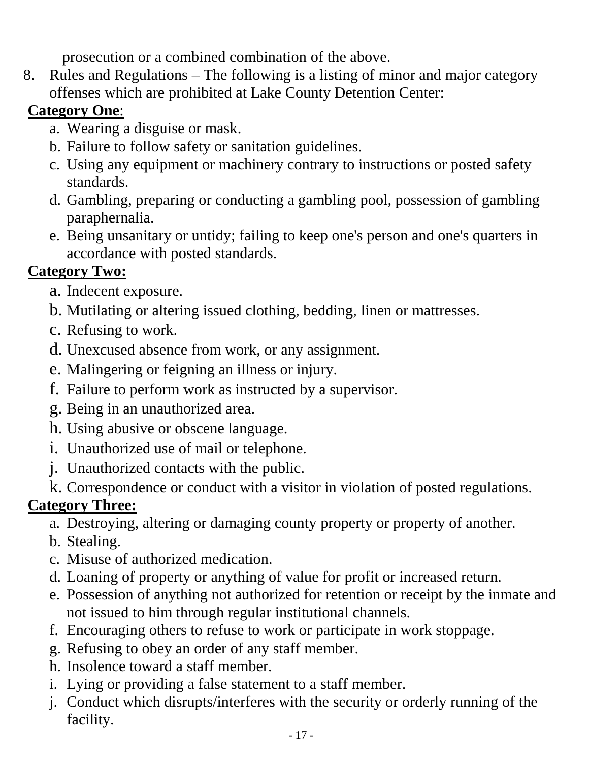prosecution or a combined combination of the above.

8. Rules and Regulations – The following is a listing of minor and major category offenses which are prohibited at Lake County Detention Center:

**Category One**:

a. Wearing a disguise or mask.
b. Failure to follow safety or sanitation guidelines.
c. Using any equipment or machinery contrary to instructions or posted safety standards.
d. Gambling, preparing or conducting a gambling pool, possession of gambling paraphernalia.
e. Being unsanitary or untidy; failing to keep one's person and one's quarters in accordance with posted standards.

**Category Two:**

a. Indecent exposure.
b. Mutilating or altering issued clothing, bedding, linen or mattresses.
c. Refusing to work.
d. Unexcused absence from work, or any assignment.
e. Malingering or feigning an illness or injury.
f. Failure to perform work as instructed by a supervisor.
g. Being in an unauthorized area.
h. Using abusive or obscene language.
i. Unauthorized use of mail or telephone.
j. Unauthorized contacts with the public.
k. Correspondence or conduct with a visitor in violation of posted regulations.

**Category Three:**

a. Destroying, altering or damaging county property or property of another.
b. Stealing.
c. Misuse of authorized medication.
d. Loaning of property or anything of value for profit or increased return.
e. Possession of anything not authorized for retention or receipt by the inmate and not issued to him through regular institutional channels.
f. Encouraging others to refuse to work or participate in work stoppage.
g. Refusing to obey an order of any staff member.
h. Insolence toward a staff member.
i. Lying or providing a false statement to a staff member.
j. Conduct which disrupts/interferes with the security or orderly running of the facility.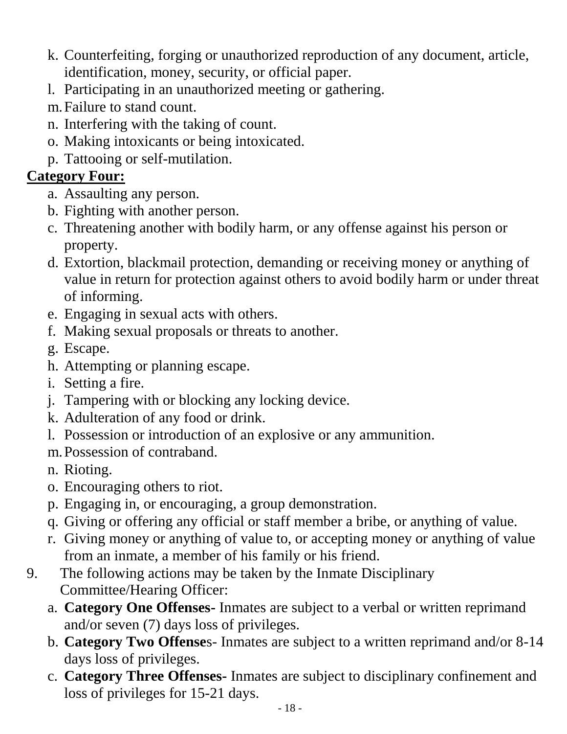k. Counterfeiting, forging or unauthorized reproduction of any document, article, identification, money, security, or official paper.
l. Participating in an unauthorized meeting or gathering.
m. Failure to stand count.
n. Interfering with the taking of count.
o. Making intoxicants or being intoxicated.
p. Tattooing or self-mutilation.

**Category Four:**

a. Assaulting any person.
b. Fighting with another person.
c. Threatening another with bodily harm, or any offense against his person or property.
d. Extortion, blackmail protection, demanding or receiving money or anything of value in return for protection against others to avoid bodily harm or under threat of informing.
e. Engaging in sexual acts with others.
f. Making sexual proposals or threats to another.
g. Escape.
h. Attempting or planning escape.
i. Setting a fire.
j. Tampering with or blocking any locking device.
k. Adulteration of any food or drink.
l. Possession or introduction of an explosive or any ammunition.
m. Possession of contraband.
n. Rioting.
o. Encouraging others to riot.
p. Engaging in, or encouraging, a group demonstration.
q. Giving or offering any official or staff member a bribe, or anything of value.
r. Giving money or anything of value to, or accepting money or anything of value from an inmate, a member of his family or his friend.

9. The following actions may be taken by the Inmate Disciplinary Committee/Hearing Officer:
   a. **Category One Offenses-** Inmates are subject to a verbal or written reprimand and/or seven (7) days loss of privileges.
   b. **Category Two Offense**s- Inmates are subject to a written reprimand and/or 8-14 days loss of privileges.
   c. **Category Three Offenses-** Inmates are subject to disciplinary confinement and loss of privileges for 15-21 days.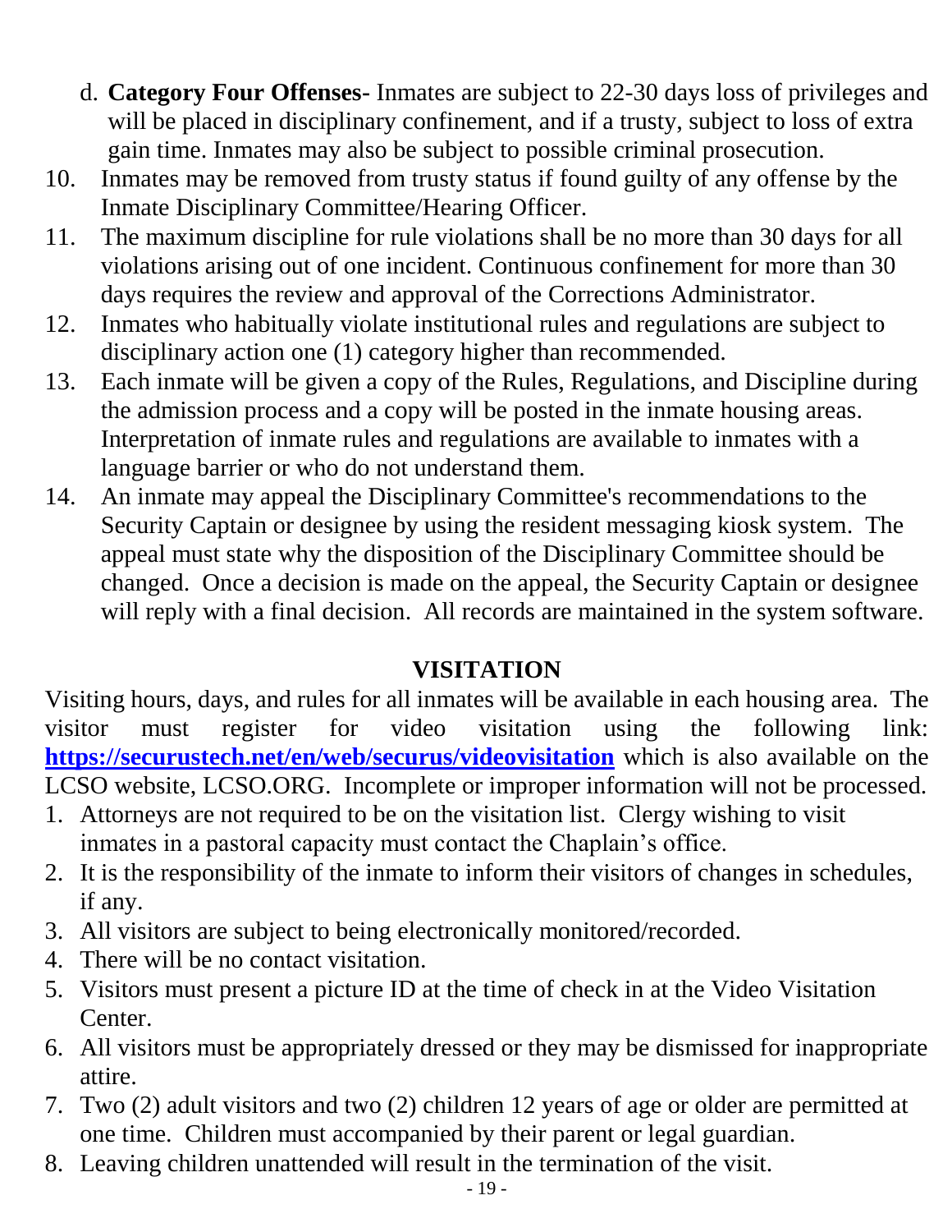d. **Category Four Offenses-** Inmates are subject to 22-30 days loss of privileges and will be placed in disciplinary confinement, and if a trusty, subject to loss of extra gain time. Inmates may also be subject to possible criminal prosecution.

10. Inmates may be removed from trusty status if found guilty of any offense by the Inmate Disciplinary Committee/Hearing Officer.
11. The maximum discipline for rule violations shall be no more than 30 days for all violations arising out of one incident. Continuous confinement for more than 30 days requires the review and approval of the Corrections Administrator.
12. Inmates who habitually violate institutional rules and regulations are subject to disciplinary action one (1) category higher than recommended.
13. Each inmate will be given a copy of the Rules, Regulations, and Discipline during the admission process and a copy will be posted in the inmate housing areas. Interpretation of inmate rules and regulations are available to inmates with a language barrier or who do not understand them.
14. An inmate may appeal the Disciplinary Committee's recommendations to the Security Captain or designee by using the resident messaging kiosk system. The appeal must state why the disposition of the Disciplinary Committee should be changed. Once a decision is made on the appeal, the Security Captain or designee will reply with a final decision. All records are maintained in the system software.

## VISITATION

Visiting hours, days, and rules for all inmates will be available in each housing area. The visitor must register for video visitation using the following link: **[https://securustech.net/en/web/securus/videovisitation](https://securustech.net/en/web/securus/videovisitation)** which is also available on the LCSO website, LCSO.ORG. Incomplete or improper information will not be processed.

1. Attorneys are not required to be on the visitation list. Clergy wishing to visit inmates in a pastoral capacity must contact the Chaplain's office.
2. It is the responsibility of the inmate to inform their visitors of changes in schedules, if any.
3. All visitors are subject to being electronically monitored/recorded.
4. There will be no contact visitation.
5. Visitors must present a picture ID at the time of check in at the Video Visitation Center.
6. All visitors must be appropriately dressed or they may be dismissed for inappropriate attire.
7. Two (2) adult visitors and two (2) children 12 years of age or older are permitted at one time. Children must accompanied by their parent or legal guardian.
8. Leaving children unattended will result in the termination of the visit.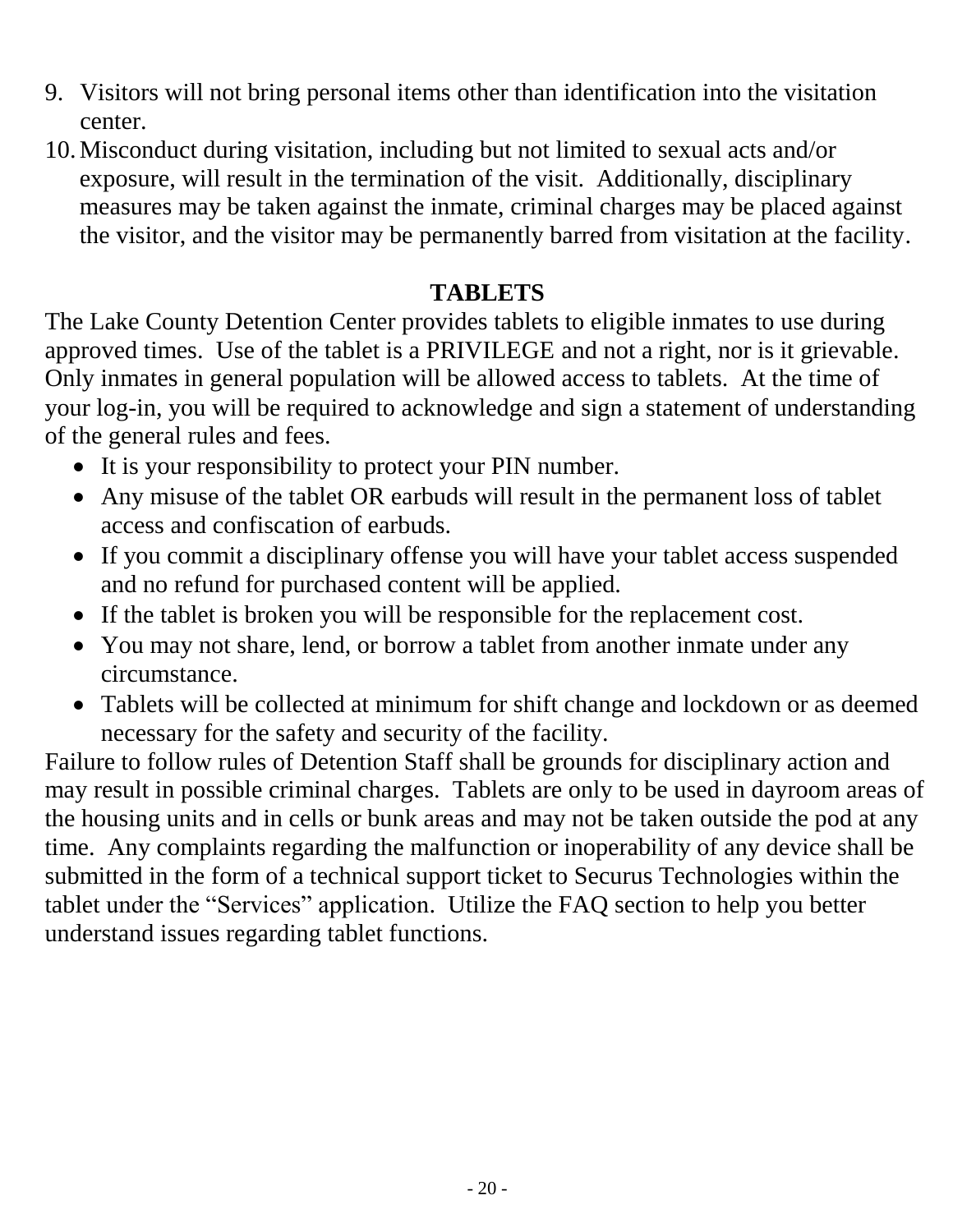9. Visitors will not bring personal items other than identification into the visitation center.
10. Misconduct during visitation, including but not limited to sexual acts and/or exposure, will result in the termination of the visit. Additionally, disciplinary measures may be taken against the inmate, criminal charges may be placed against the visitor, and the visitor may be permanently barred from visitation at the facility.

## TABLETS

The Lake County Detention Center provides tablets to eligible inmates to use during approved times. Use of the tablet is a PRIVILEGE and not a right, nor is it grievable. Only inmates in general population will be allowed access to tablets. At the time of your log-in, you will be required to acknowledge and sign a statement of understanding of the general rules and fees.

- It is your responsibility to protect your PIN number.
- Any misuse of the tablet OR earbuds will result in the permanent loss of tablet access and confiscation of earbuds.
- If you commit a disciplinary offense you will have your tablet access suspended and no refund for purchased content will be applied.
- If the tablet is broken you will be responsible for the replacement cost.
- You may not share, lend, or borrow a tablet from another inmate under any circumstance.
- Tablets will be collected at minimum for shift change and lockdown or as deemed necessary for the safety and security of the facility.

Failure to follow rules of Detention Staff shall be grounds for disciplinary action and may result in possible criminal charges. Tablets are only to be used in dayroom areas of the housing units and in cells or bunk areas and may not be taken outside the pod at any time. Any complaints regarding the malfunction or inoperability of any device shall be submitted in the form of a technical support ticket to Securus Technologies within the tablet under the "Services" application. Utilize the FAQ section to help you better understand issues regarding tablet functions.